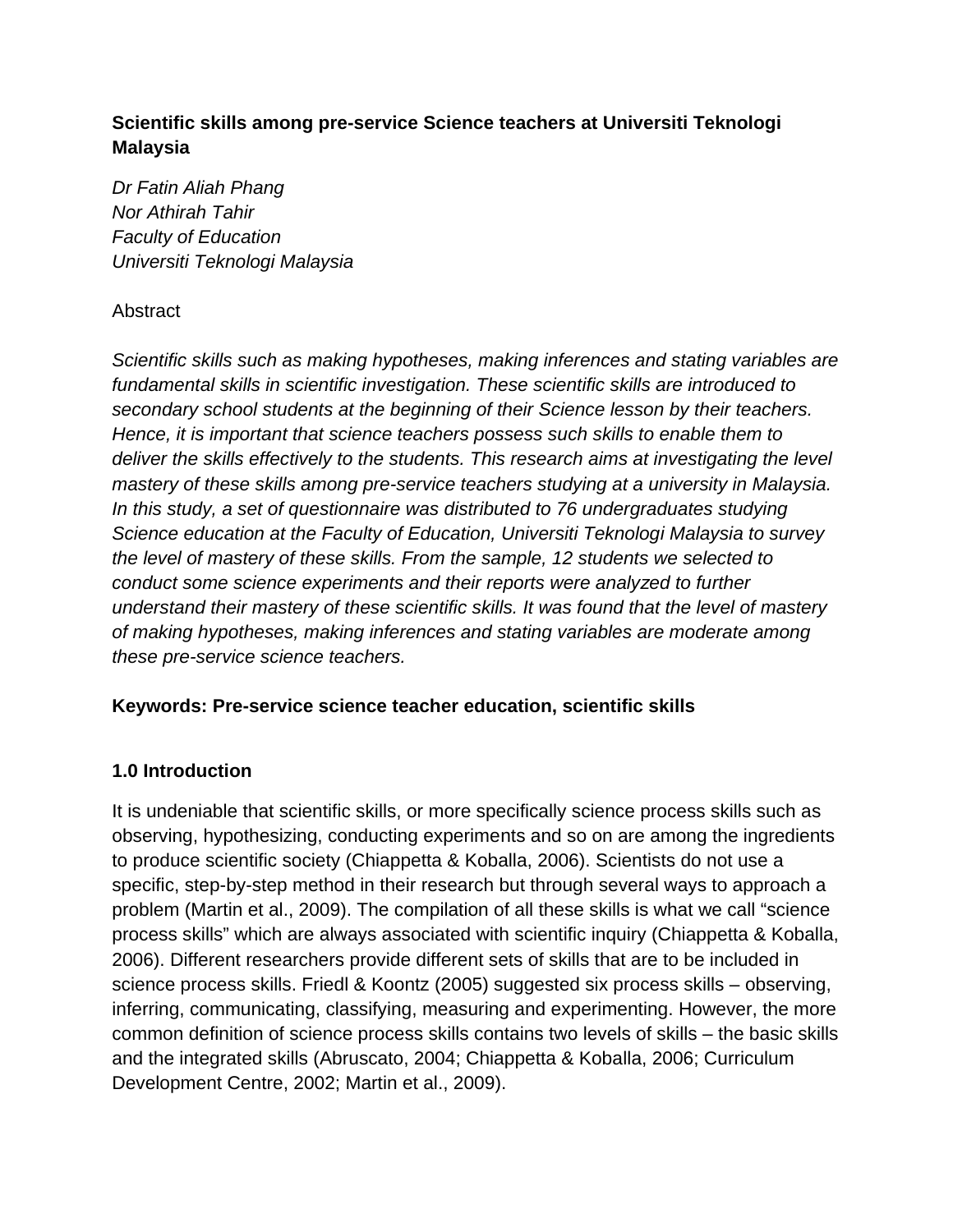# Scientific skills among pre-service Science teachers at Universiti Teknologi Malaysia

*Dr Fatin Aliah Phang*
*Nor Athirah Tahir*
*Faculty of Education*
*Universiti Teknologi Malaysia*

Abstract

*Scientific skills such as making hypotheses, making inferences and stating variables are fundamental skills in scientific investigation. These scientific skills are introduced to secondary school students at the beginning of their Science lesson by their teachers. Hence, it is important that science teachers possess such skills to enable them to deliver the skills effectively to the students. This research aims at investigating the level mastery of these skills among pre-service teachers studying at a university in Malaysia. In this study, a set of questionnaire was distributed to 76 undergraduates studying Science education at the Faculty of Education, Universiti Teknologi Malaysia to survey the level of mastery of these skills. From the sample, 12 students we selected to conduct some science experiments and their reports were analyzed to further understand their mastery of these scientific skills. It was found that the level of mastery of making hypotheses, making inferences and stating variables are moderate among these pre-service science teachers.*

**Keywords: Pre-service science teacher education, scientific skills**

## 1.0 Introduction

It is undeniable that scientific skills, or more specifically science process skills such as observing, hypothesizing, conducting experiments and so on are among the ingredients to produce scientific society (Chiappetta & Koballa, 2006). Scientists do not use a specific, step-by-step method in their research but through several ways to approach a problem (Martin et al., 2009). The compilation of all these skills is what we call “science process skills” which are always associated with scientific inquiry (Chiappetta & Koballa, 2006). Different researchers provide different sets of skills that are to be included in science process skills. Friedl & Koontz (2005) suggested six process skills – observing, inferring, communicating, classifying, measuring and experimenting. However, the more common definition of science process skills contains two levels of skills – the basic skills and the integrated skills (Abruscato, 2004; Chiappetta & Koballa, 2006; Curriculum Development Centre, 2002; Martin et al., 2009).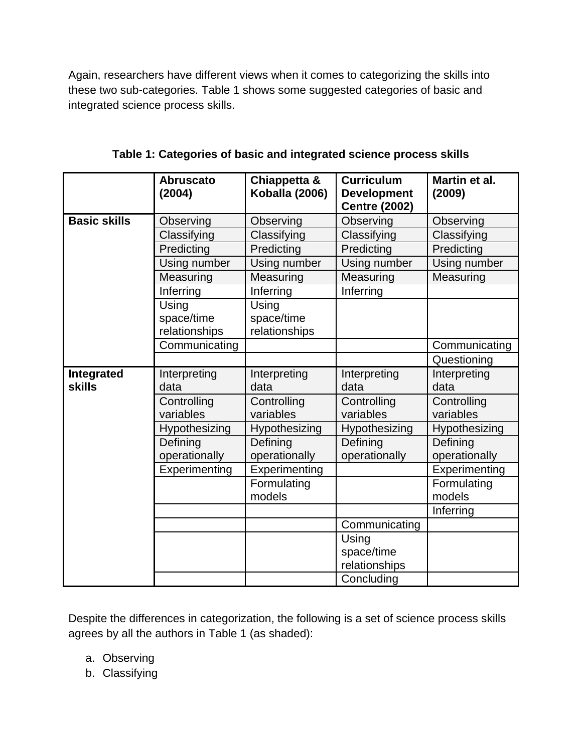Again, researchers have different views when it comes to categorizing the skills into these two sub-categories. Table 1 shows some suggested categories of basic and integrated science process skills.

**Table 1: Categories of basic and integrated science process skills**

| | **Abruscato (2004)** | **Chiappetta & Koballa (2006)** | **Curriculum Development Centre (2002)** | **Martin et al. (2009)** |
|---|---|---|---|---|
| **Basic skills** | Observing | Observing | Observing | Observing |
| | Classifying | Classifying | Classifying | Classifying |
| | Predicting | Predicting | Predicting | Predicting |
| | Using number | Using number | Using number | Using number |
| | Measuring | Measuring | Measuring | Measuring |
| | Inferring | Inferring | Inferring | |
| | Using space/time relationships | Using space/time relationships | | |
| | Communicating | | | Communicating |
| | | | | Questioning |
| **Integrated skills** | Interpreting data | Interpreting data | Interpreting data | Interpreting data |
| | Controlling variables | Controlling variables | Controlling variables | Controlling variables |
| | Hypothesizing | Hypothesizing | Hypothesizing | Hypothesizing |
| | Defining operationally | Defining operationally | Defining operationally | Defining operationally |
| | Experimenting | Experimenting | | Experimenting |
| | | Formulating models | | Formulating models |
| | | | | Inferring |
| | | | Communicating | |
| | | | Using space/time relationships | |
| | | | Concluding | |

Despite the differences in categorization, the following is a set of science process skills agrees by all the authors in Table 1 (as shaded):

a. Observing
b. Classifying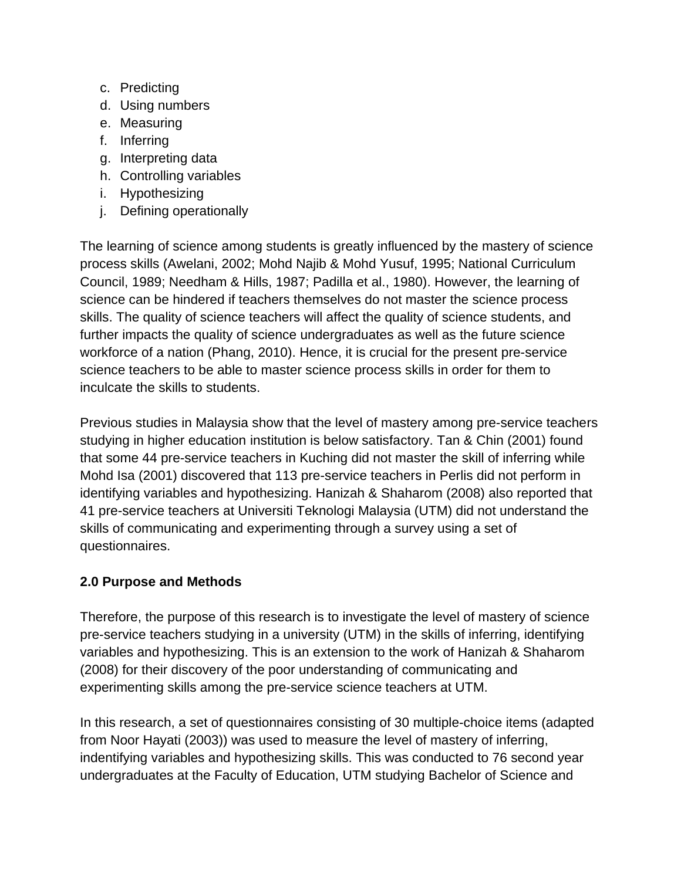c. Predicting
d. Using numbers
e. Measuring
f. Inferring
g. Interpreting data
h. Controlling variables
i. Hypothesizing
j. Defining operationally

The learning of science among students is greatly influenced by the mastery of science process skills (Awelani, 2002; Mohd Najib & Mohd Yusuf, 1995; National Curriculum Council, 1989; Needham & Hills, 1987; Padilla et al., 1980). However, the learning of science can be hindered if teachers themselves do not master the science process skills. The quality of science teachers will affect the quality of science students, and further impacts the quality of science undergraduates as well as the future science workforce of a nation (Phang, 2010). Hence, it is crucial for the present pre-service science teachers to be able to master science process skills in order for them to inculcate the skills to students.

Previous studies in Malaysia show that the level of mastery among pre-service teachers studying in higher education institution is below satisfactory. Tan & Chin (2001) found that some 44 pre-service teachers in Kuching did not master the skill of inferring while Mohd Isa (2001) discovered that 113 pre-service teachers in Perlis did not perform in identifying variables and hypothesizing. Hanizah & Shaharom (2008) also reported that 41 pre-service teachers at Universiti Teknologi Malaysia (UTM) did not understand the skills of communicating and experimenting through a survey using a set of questionnaires.

**2.0 Purpose and Methods**

Therefore, the purpose of this research is to investigate the level of mastery of science pre-service teachers studying in a university (UTM) in the skills of inferring, identifying variables and hypothesizing. This is an extension to the work of Hanizah & Shaharom (2008) for their discovery of the poor understanding of communicating and experimenting skills among the pre-service science teachers at UTM.

In this research, a set of questionnaires consisting of 30 multiple-choice items (adapted from Noor Hayati (2003)) was used to measure the level of mastery of inferring, indentifying variables and hypothesizing skills. This was conducted to 76 second year undergraduates at the Faculty of Education, UTM studying Bachelor of Science and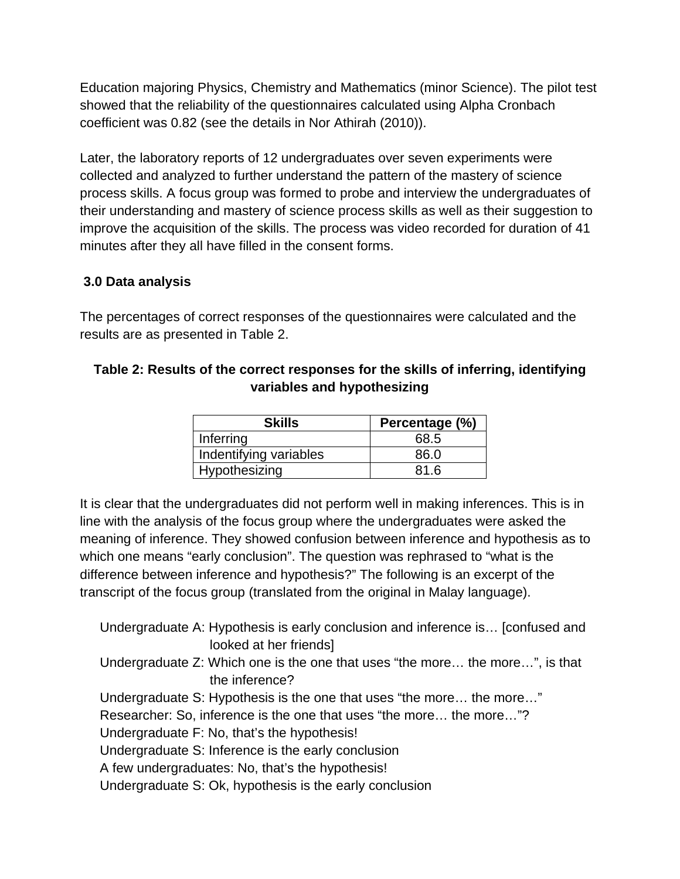Education majoring Physics, Chemistry and Mathematics (minor Science). The pilot test showed that the reliability of the questionnaires calculated using Alpha Cronbach coefficient was 0.82 (see the details in Nor Athirah (2010)).

Later, the laboratory reports of 12 undergraduates over seven experiments were collected and analyzed to further understand the pattern of the mastery of science process skills. A focus group was formed to probe and interview the undergraduates of their understanding and mastery of science process skills as well as their suggestion to improve the acquisition of the skills. The process was video recorded for duration of 41 minutes after they all have filled in the consent forms.

## 3.0 Data analysis

The percentages of correct responses of the questionnaires were calculated and the results are as presented in Table 2.

**Table 2: Results of the correct responses for the skills of inferring, identifying variables and hypothesizing**

| Skills | Percentage (%) |
|---|---|
| Inferring | 68.5 |
| Indentifying variables | 86.0 |
| Hypothesizing | 81.6 |

It is clear that the undergraduates did not perform well in making inferences. This is in line with the analysis of the focus group where the undergraduates were asked the meaning of inference. They showed confusion between inference and hypothesis as to which one means "early conclusion". The question was rephrased to "what is the difference between inference and hypothesis?" The following is an excerpt of the transcript of the focus group (translated from the original in Malay language).

Undergraduate A: Hypothesis is early conclusion and inference is… [confused and looked at her friends]
Undergraduate Z: Which one is the one that uses "the more… the more…", is that the inference?
Undergraduate S: Hypothesis is the one that uses "the more… the more…"
Researcher: So, inference is the one that uses "the more… the more…"?
Undergraduate F: No, that's the hypothesis!
Undergraduate S: Inference is the early conclusion
A few undergraduates: No, that's the hypothesis!
Undergraduate S: Ok, hypothesis is the early conclusion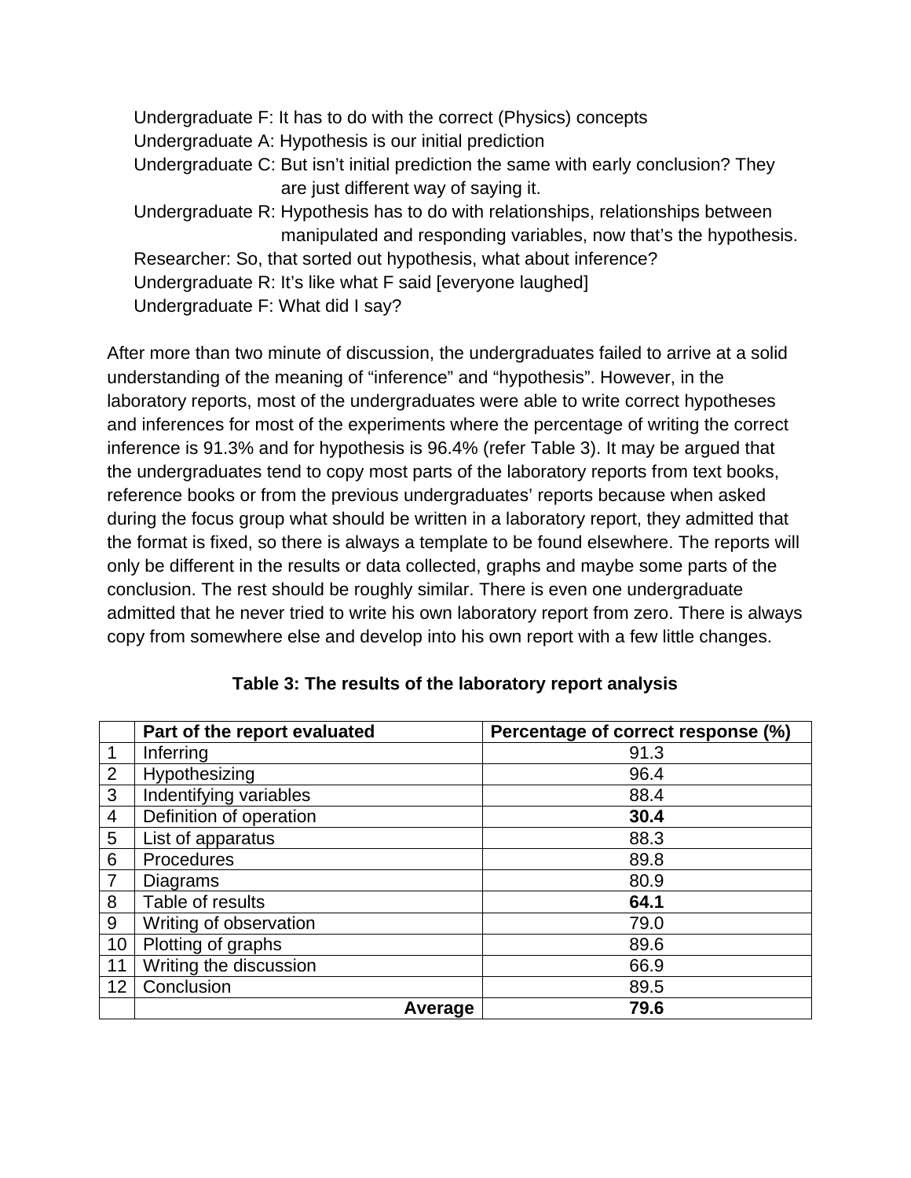Undergraduate F: It has to do with the correct (Physics) concepts
Undergraduate A: Hypothesis is our initial prediction
Undergraduate C: But isn't initial prediction the same with early conclusion? They are just different way of saying it.
Undergraduate R: Hypothesis has to do with relationships, relationships between manipulated and responding variables, now that's the hypothesis.
Researcher: So, that sorted out hypothesis, what about inference?
Undergraduate R: It's like what F said [everyone laughed]
Undergraduate F: What did I say?

After more than two minute of discussion, the undergraduates failed to arrive at a solid understanding of the meaning of "inference" and "hypothesis". However, in the laboratory reports, most of the undergraduates were able to write correct hypotheses and inferences for most of the experiments where the percentage of writing the correct inference is 91.3% and for hypothesis is 96.4% (refer Table 3). It may be argued that the undergraduates tend to copy most parts of the laboratory reports from text books, reference books or from the previous undergraduates' reports because when asked during the focus group what should be written in a laboratory report, they admitted that the format is fixed, so there is always a template to be found elsewhere. The reports will only be different in the results or data collected, graphs and maybe some parts of the conclusion. The rest should be roughly similar. There is even one undergraduate admitted that he never tried to write his own laboratory report from zero. There is always copy from somewhere else and develop into his own report with a few little changes.

**Table 3: The results of the laboratory report analysis**

| | Part of the report evaluated | Percentage of correct response (%) |
|---|---|---|
| 1 | Inferring | 91.3 |
| 2 | Hypothesizing | 96.4 |
| 3 | Indentifying variables | 88.4 |
| 4 | Definition of operation | **30.4** |
| 5 | List of apparatus | 88.3 |
| 6 | Procedures | 89.8 |
| 7 | Diagrams | 80.9 |
| 8 | Table of results | **64.1** |
| 9 | Writing of observation | 79.0 |
| 10 | Plotting of graphs | 89.6 |
| 11 | Writing the discussion | 66.9 |
| 12 | Conclusion | 89.5 |
| | **Average** | **79.6** |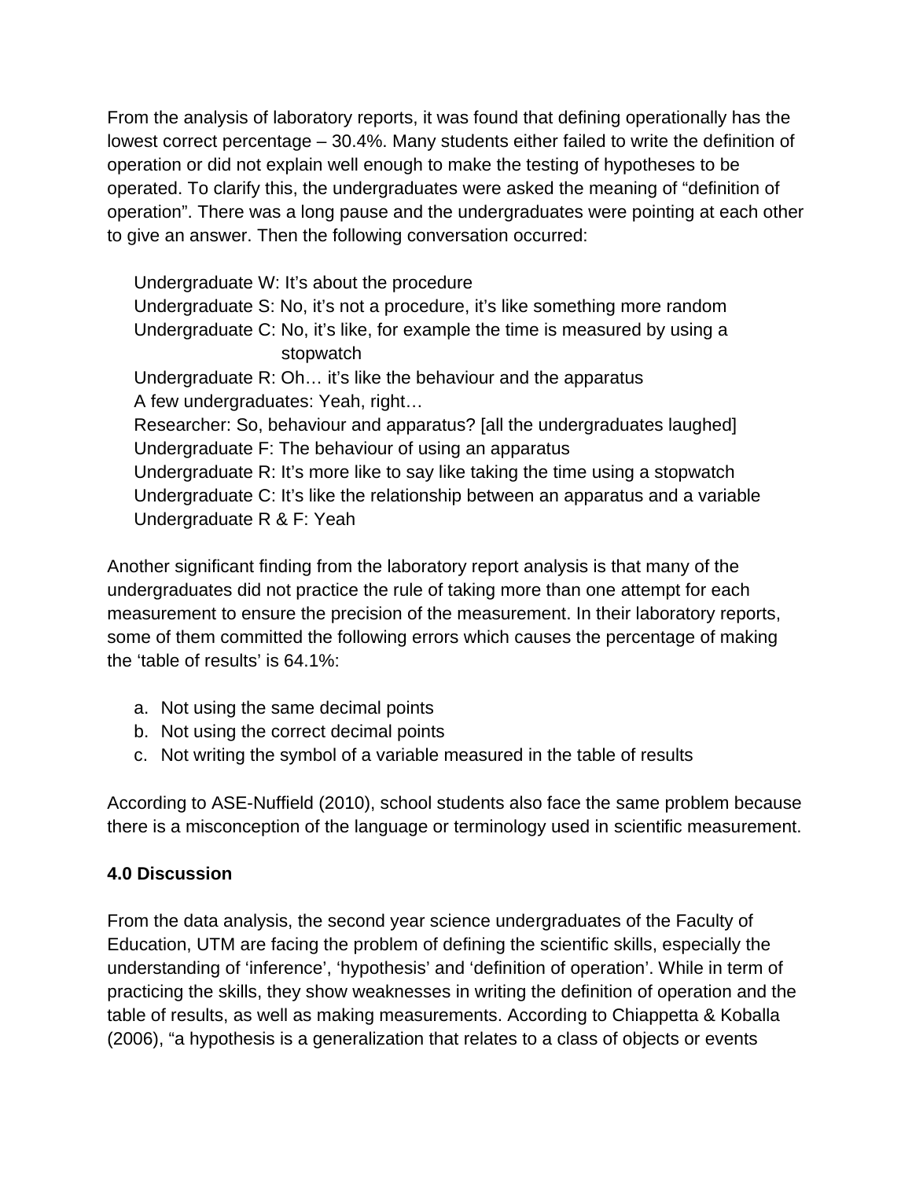From the analysis of laboratory reports, it was found that defining operationally has the lowest correct percentage – 30.4%. Many students either failed to write the definition of operation or did not explain well enough to make the testing of hypotheses to be operated. To clarify this, the undergraduates were asked the meaning of "definition of operation". There was a long pause and the undergraduates were pointing at each other to give an answer. Then the following conversation occurred:

> Undergraduate W: It's about the procedure
> Undergraduate S: No, it's not a procedure, it's like something more random
> Undergraduate C: No, it's like, for example the time is measured by using a stopwatch
> Undergraduate R: Oh… it's like the behaviour and the apparatus
> A few undergraduates: Yeah, right…
> Researcher: So, behaviour and apparatus? [all the undergraduates laughed]
> Undergraduate F: The behaviour of using an apparatus
> Undergraduate R: It's more like to say like taking the time using a stopwatch
> Undergraduate C: It's like the relationship between an apparatus and a variable
> Undergraduate R & F: Yeah

Another significant finding from the laboratory report analysis is that many of the undergraduates did not practice the rule of taking more than one attempt for each measurement to ensure the precision of the measurement. In their laboratory reports, some of them committed the following errors which causes the percentage of making the 'table of results' is 64.1%:

a. Not using the same decimal points
b. Not using the correct decimal points
c. Not writing the symbol of a variable measured in the table of results

According to ASE-Nuffield (2010), school students also face the same problem because there is a misconception of the language or terminology used in scientific measurement.

## 4.0 Discussion

From the data analysis, the second year science undergraduates of the Faculty of Education, UTM are facing the problem of defining the scientific skills, especially the understanding of 'inference', 'hypothesis' and 'definition of operation'. While in term of practicing the skills, they show weaknesses in writing the definition of operation and the table of results, as well as making measurements. According to Chiappetta & Koballa (2006), "a hypothesis is a generalization that relates to a class of objects or events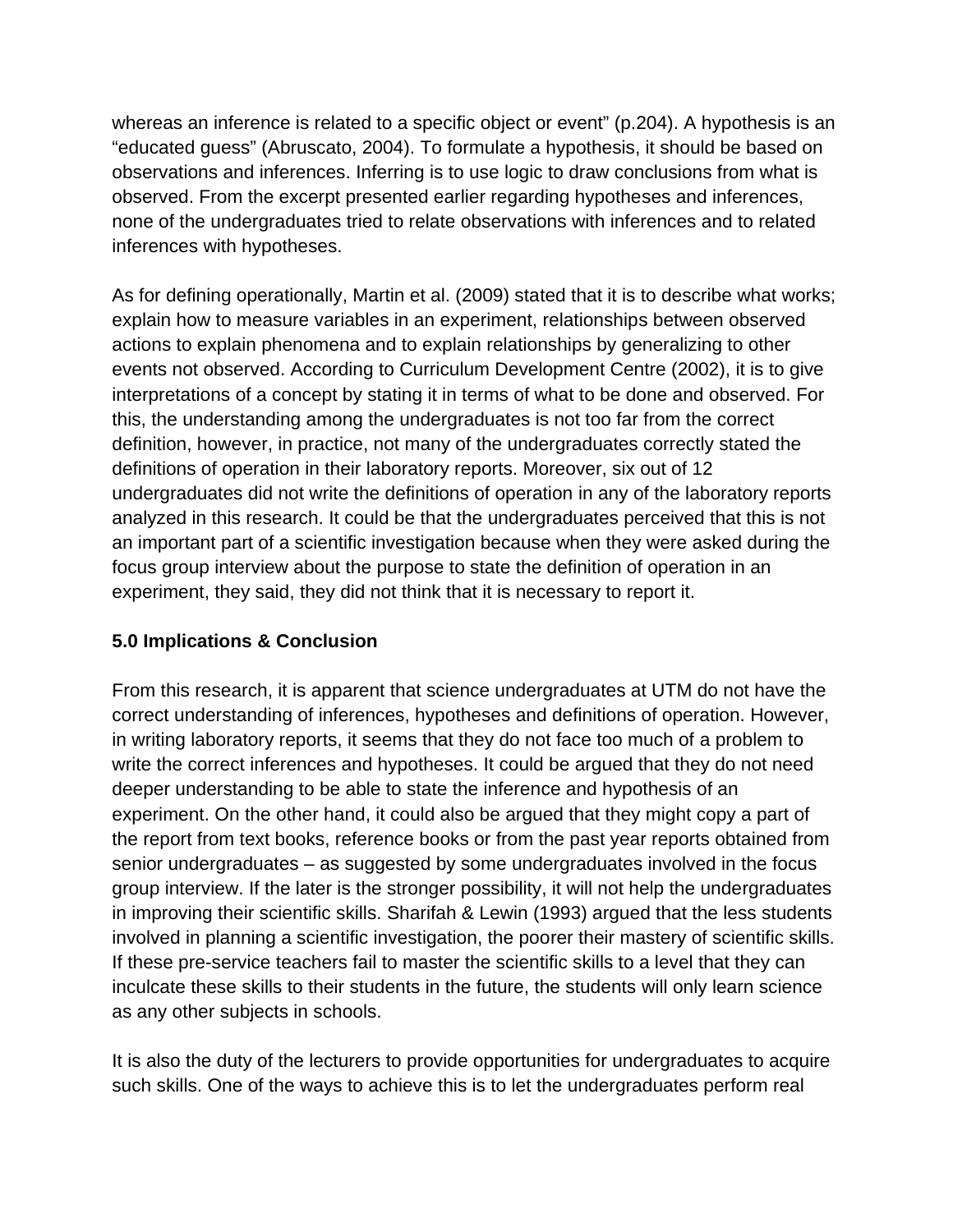whereas an inference is related to a specific object or event" (p.204). A hypothesis is an "educated guess" (Abruscato, 2004). To formulate a hypothesis, it should be based on observations and inferences. Inferring is to use logic to draw conclusions from what is observed. From the excerpt presented earlier regarding hypotheses and inferences, none of the undergraduates tried to relate observations with inferences and to related inferences with hypotheses.

As for defining operationally, Martin et al. (2009) stated that it is to describe what works; explain how to measure variables in an experiment, relationships between observed actions to explain phenomena and to explain relationships by generalizing to other events not observed. According to Curriculum Development Centre (2002), it is to give interpretations of a concept by stating it in terms of what to be done and observed. For this, the understanding among the undergraduates is not too far from the correct definition, however, in practice, not many of the undergraduates correctly stated the definitions of operation in their laboratory reports. Moreover, six out of 12 undergraduates did not write the definitions of operation in any of the laboratory reports analyzed in this research. It could be that the undergraduates perceived that this is not an important part of a scientific investigation because when they were asked during the focus group interview about the purpose to state the definition of operation in an experiment, they said, they did not think that it is necessary to report it.

## 5.0 Implications & Conclusion

From this research, it is apparent that science undergraduates at UTM do not have the correct understanding of inferences, hypotheses and definitions of operation. However, in writing laboratory reports, it seems that they do not face too much of a problem to write the correct inferences and hypotheses. It could be argued that they do not need deeper understanding to be able to state the inference and hypothesis of an experiment. On the other hand, it could also be argued that they might copy a part of the report from text books, reference books or from the past year reports obtained from senior undergraduates – as suggested by some undergraduates involved in the focus group interview. If the later is the stronger possibility, it will not help the undergraduates in improving their scientific skills. Sharifah & Lewin (1993) argued that the less students involved in planning a scientific investigation, the poorer their mastery of scientific skills. If these pre-service teachers fail to master the scientific skills to a level that they can inculcate these skills to their students in the future, the students will only learn science as any other subjects in schools.

It is also the duty of the lecturers to provide opportunities for undergraduates to acquire such skills. One of the ways to achieve this is to let the undergraduates perform real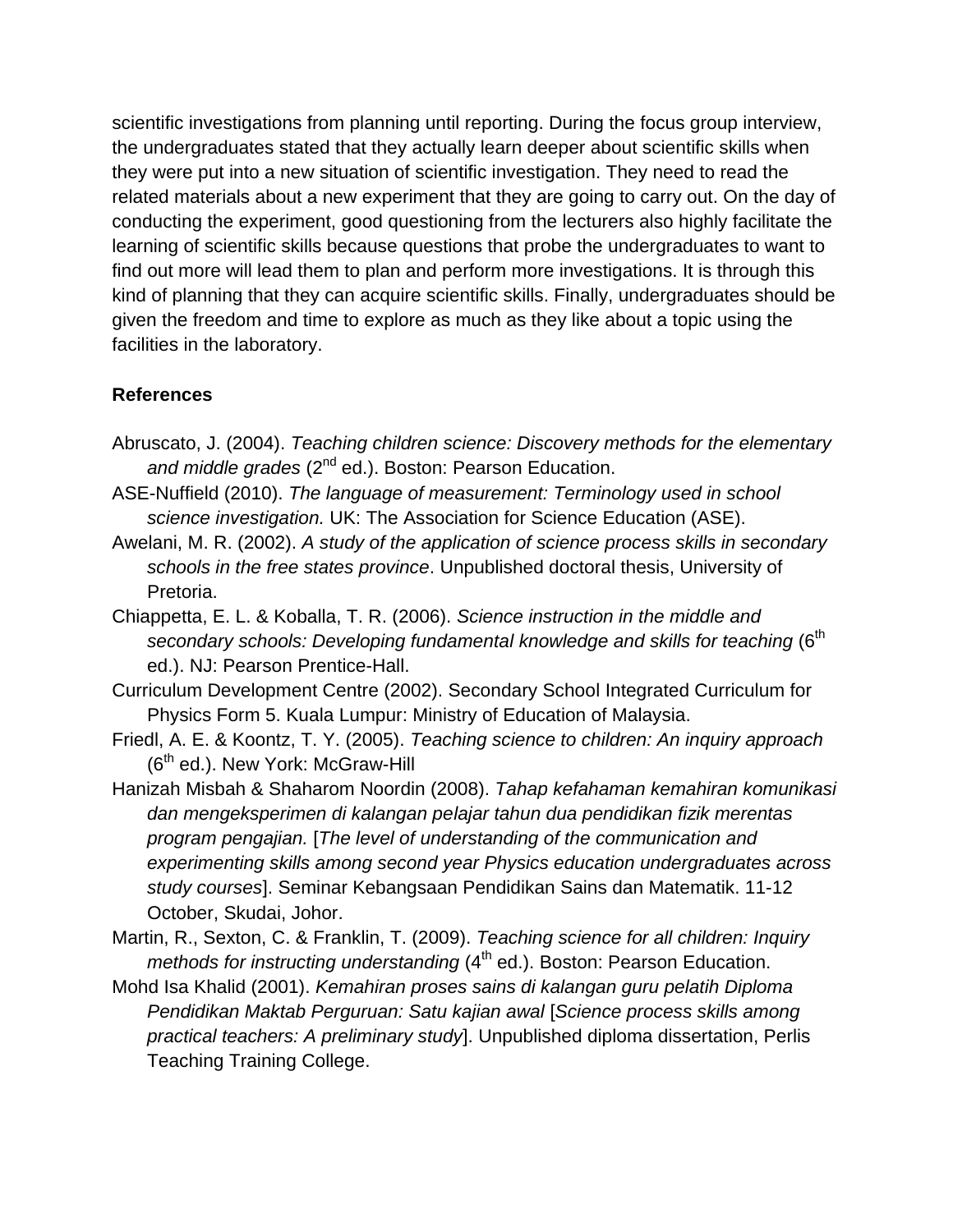scientific investigations from planning until reporting. During the focus group interview, the undergraduates stated that they actually learn deeper about scientific skills when they were put into a new situation of scientific investigation. They need to read the related materials about a new experiment that they are going to carry out. On the day of conducting the experiment, good questioning from the lecturers also highly facilitate the learning of scientific skills because questions that probe the undergraduates to want to find out more will lead them to plan and perform more investigations. It is through this kind of planning that they can acquire scientific skills. Finally, undergraduates should be given the freedom and time to explore as much as they like about a topic using the facilities in the laboratory.

## References

Abruscato, J. (2004). *Teaching children science: Discovery methods for the elementary and middle grades* (2nd ed.). Boston: Pearson Education.

ASE-Nuffield (2010). *The language of measurement: Terminology used in school science investigation.* UK: The Association for Science Education (ASE).

Awelani, M. R. (2002). *A study of the application of science process skills in secondary schools in the free states province*. Unpublished doctoral thesis, University of Pretoria.

Chiappetta, E. L. & Koballa, T. R. (2006). *Science instruction in the middle and secondary schools: Developing fundamental knowledge and skills for teaching* (6th ed.). NJ: Pearson Prentice-Hall.

Curriculum Development Centre (2002). Secondary School Integrated Curriculum for Physics Form 5. Kuala Lumpur: Ministry of Education of Malaysia.

Friedl, A. E. & Koontz, T. Y. (2005). *Teaching science to children: An inquiry approach* (6th ed.). New York: McGraw-Hill

Hanizah Misbah & Shaharom Noordin (2008). *Tahap kefahaman kemahiran komunikasi dan mengeksperimen di kalangan pelajar tahun dua pendidikan fizik merentas program pengajian.* [*The level of understanding of the communication and experimenting skills among second year Physics education undergraduates across study courses*]. Seminar Kebangsaan Pendidikan Sains dan Matematik. 11-12 October, Skudai, Johor.

Martin, R., Sexton, C. & Franklin, T. (2009). *Teaching science for all children: Inquiry methods for instructing understanding* (4th ed.). Boston: Pearson Education.

Mohd Isa Khalid (2001). *Kemahiran proses sains di kalangan guru pelatih Diploma Pendidikan Maktab Perguruan: Satu kajian awal* [*Science process skills among practical teachers: A preliminary study*]. Unpublished diploma dissertation, Perlis Teaching Training College.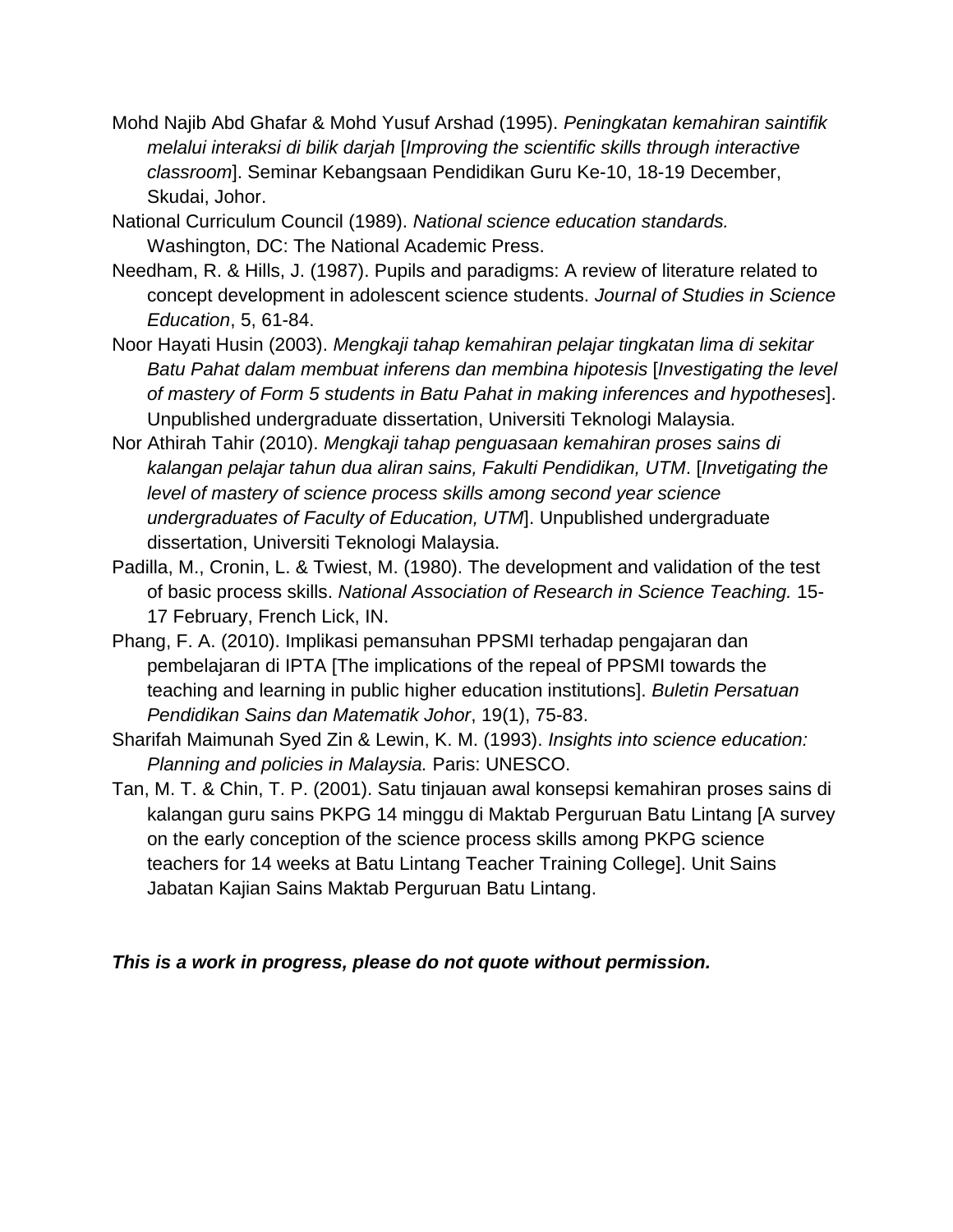Mohd Najib Abd Ghafar & Mohd Yusuf Arshad (1995). *Peningkatan kemahiran saintifik melalui interaksi di bilik darjah* [*Improving the scientific skills through interactive classroom*]. Seminar Kebangsaan Pendidikan Guru Ke-10, 18-19 December, Skudai, Johor.

National Curriculum Council (1989). *National science education standards.* Washington, DC: The National Academic Press.

Needham, R. & Hills, J. (1987). Pupils and paradigms: A review of literature related to concept development in adolescent science students. *Journal of Studies in Science Education*, 5, 61-84.

Noor Hayati Husin (2003). *Mengkaji tahap kemahiran pelajar tingkatan lima di sekitar Batu Pahat dalam membuat inferens dan membina hipotesis* [*Investigating the level of mastery of Form 5 students in Batu Pahat in making inferences and hypotheses*]. Unpublished undergraduate dissertation, Universiti Teknologi Malaysia.

Nor Athirah Tahir (2010). *Mengkaji tahap penguasaan kemahiran proses sains di kalangan pelajar tahun dua aliran sains, Fakulti Pendidikan, UTM*. [*Invetigating the level of mastery of science process skills among second year science undergraduates of Faculty of Education, UTM*]. Unpublished undergraduate dissertation, Universiti Teknologi Malaysia.

Padilla, M., Cronin, L. & Twiest, M. (1980). The development and validation of the test of basic process skills. *National Association of Research in Science Teaching.* 15-17 February, French Lick, IN.

Phang, F. A. (2010). Implikasi pemansuhan PPSMI terhadap pengajaran dan pembelajaran di IPTA [The implications of the repeal of PPSMI towards the teaching and learning in public higher education institutions]. *Buletin Persatuan Pendidikan Sains dan Matematik Johor*, 19(1), 75-83.

Sharifah Maimunah Syed Zin & Lewin, K. M. (1993). *Insights into science education: Planning and policies in Malaysia.* Paris: UNESCO.

Tan, M. T. & Chin, T. P. (2001). Satu tinjauan awal konsepsi kemahiran proses sains di kalangan guru sains PKPG 14 minggu di Maktab Perguruan Batu Lintang [A survey on the early conception of the science process skills among PKPG science teachers for 14 weeks at Batu Lintang Teacher Training College]. Unit Sains Jabatan Kajian Sains Maktab Perguruan Batu Lintang.

***This is a work in progress, please do not quote without permission.***